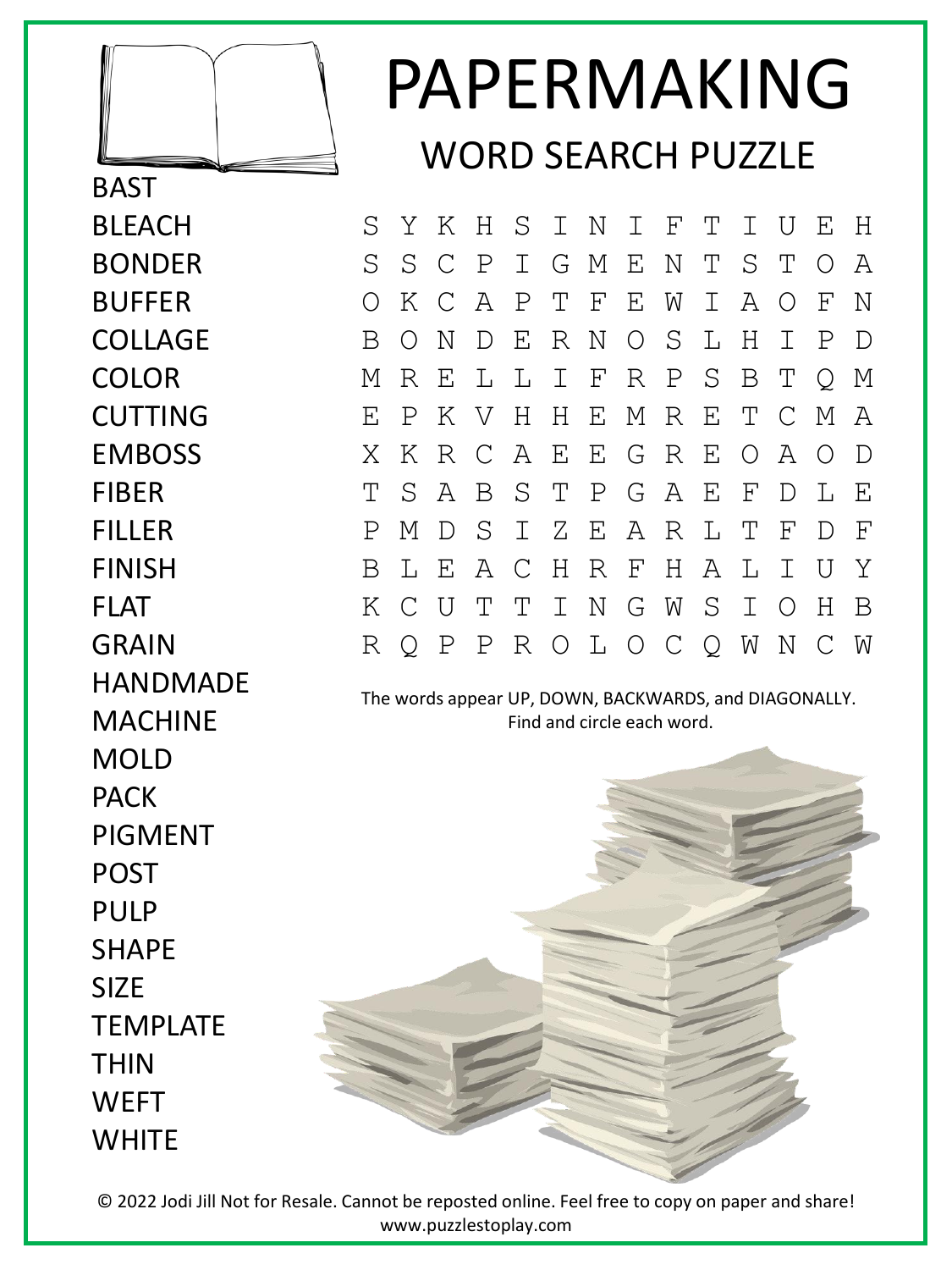# PAPERMAKING

## WORD SEARCH PUZZLE

BAST
BLEACH
BONDER
BUFFER
COLLAGE
COLOR
CUTTING
EMBOSS
FIBER
FILLER
FINISH
FLAT
GRAIN
HANDMADE
MACHINE
MOLD
PACK
PIGMENT
POST
PULP
SHAPE
SIZE
TEMPLATE
THIN
WEFT
WHITE

```
S Y K H S I N I F T I U E H
S S C P I G M E N T S T O A
O K C A P T F E W I A O F N
B O N D E R N O S L H I P D
M R E L L I F R P S B T Q M
E P K V H H E M R E T C M A
X K R C A E E G R E O A O D
T S A B S T P G A E F D L E
P M D S I Z E A R L T F D F
B L E A C H R F H A L I U Y
K C U T T I N G W S I O H B
R Q P P R O L O C Q W N C W
```

The words appear UP, DOWN, BACKWARDS, and DIAGONALLY.
Find and circle each word.

© 2022 Jodi Jill Not for Resale. Cannot be reposted online. Feel free to copy on paper and share!
www.puzzlestoplay.com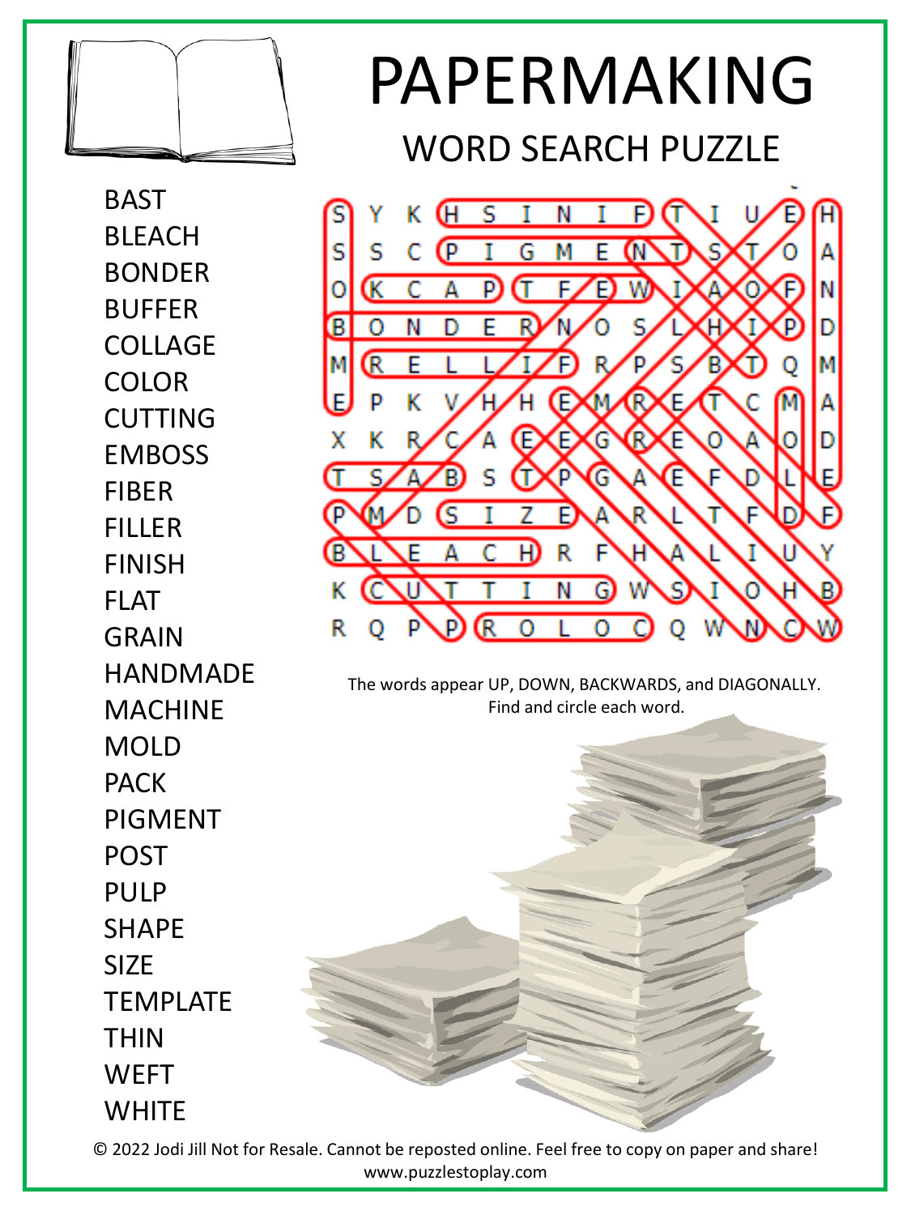# PAPERMAKING

## WORD SEARCH PUZZLE

BAST
BLEACH
BONDER
BUFFER
COLLAGE
COLOR
CUTTING
EMBOSS
FIBER
FILLER
FINISH
FLAT
GRAIN
HANDMADE
MACHINE
MOLD
PACK
PIGMENT
POST
PULP
SHAPE
SIZE
TEMPLATE
THIN
WEFT
WHITE

| | | | | | | | | | | | | | |
|---|---|---|---|---|---|---|---|---|---|---|---|---|---|
| S | Y | K | H | S | I | N | I | F | T | I | U | E | H |
| S | S | C | P | I | G | M | E | N | T | S | T | O | A |
| O | K | C | A | P | T | F | E | W | I | A | O | F | N |
| B | O | N | D | E | R | N | O | S | L | H | I | P | D |
| M | R | E | L | L | I | F | R | P | S | B | T | Q | M |
| E | P | K | V | H | H | E | M | R | E | T | C | M | A |
| X | K | R | C | A | E | E | G | R | E | O | A | O | D |
| T | S | A | B | S | T | P | G | A | E | F | D | L | E |
| P | M | D | S | I | Z | E | A | R | L | T | F | D | F |
| B | L | E | A | C | H | R | F | H | A | L | I | U | Y |
| K | C | U | T | T | I | N | G | W | S | I | O | H | B |
| R | Q | P | P | R | O | L | O | C | Q | W | N | C | W |

The words appear UP, DOWN, BACKWARDS, and DIAGONALLY.
Find and circle each word.

© 2022 Jodi Jill Not for Resale. Cannot be reposted online. Feel free to copy on paper and share!
www.puzzlestoplay.com